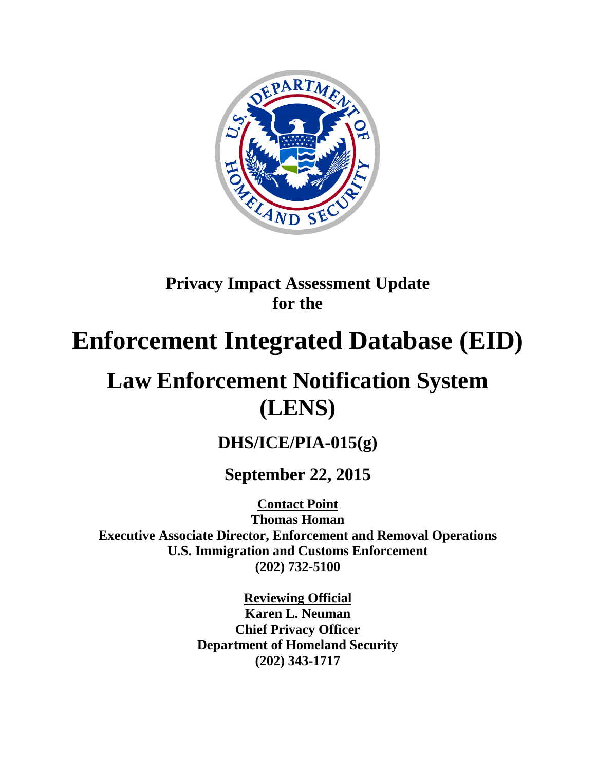# Privacy Impact Assessment Update for the

# Enforcement Integrated Database (EID)

# Law Enforcement Notification System (LENS)

## DHS/ICE/PIA-015(g)

## September 22, 2015

**Contact Point**
**Thomas Homan**
**Executive Associate Director, Enforcement and Removal Operations**
**U.S. Immigration and Customs Enforcement**
**(202) 732-5100**

**Reviewing Official**
**Karen L. Neuman**
**Chief Privacy Officer**
**Department of Homeland Security**
**(202) 343-1717**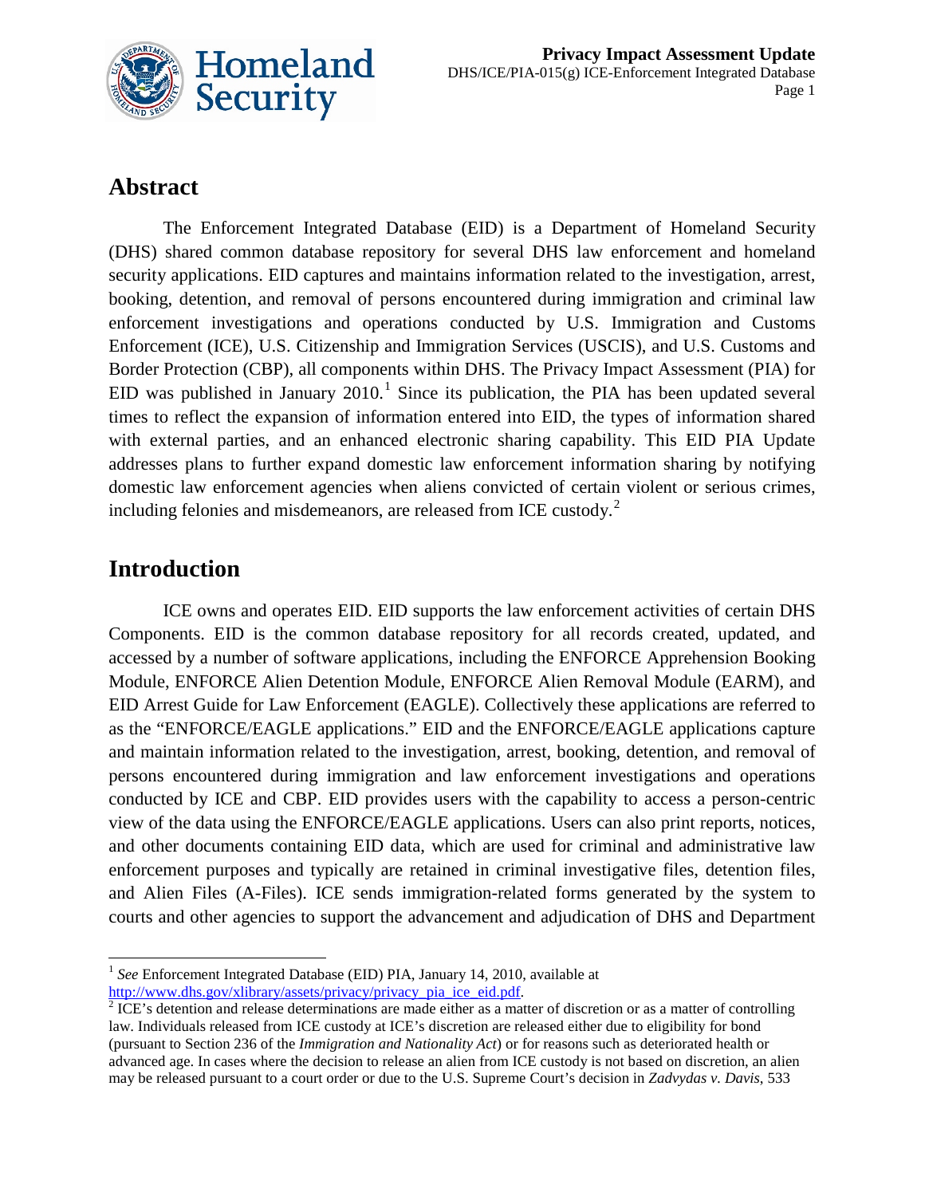## Abstract

The Enforcement Integrated Database (EID) is a Department of Homeland Security (DHS) shared common database repository for several DHS law enforcement and homeland security applications. EID captures and maintains information related to the investigation, arrest, booking, detention, and removal of persons encountered during immigration and criminal law enforcement investigations and operations conducted by U.S. Immigration and Customs Enforcement (ICE), U.S. Citizenship and Immigration Services (USCIS), and U.S. Customs and Border Protection (CBP), all components within DHS. The Privacy Impact Assessment (PIA) for EID was published in January 2010.[1] Since its publication, the PIA has been updated several times to reflect the expansion of information entered into EID, the types of information shared with external parties, and an enhanced electronic sharing capability. This EID PIA Update addresses plans to further expand domestic law enforcement information sharing by notifying domestic law enforcement agencies when aliens convicted of certain violent or serious crimes, including felonies and misdemeanors, are released from ICE custody.[2]

## Introduction

ICE owns and operates EID. EID supports the law enforcement activities of certain DHS Components. EID is the common database repository for all records created, updated, and accessed by a number of software applications, including the ENFORCE Apprehension Booking Module, ENFORCE Alien Detention Module, ENFORCE Alien Removal Module (EARM), and EID Arrest Guide for Law Enforcement (EAGLE). Collectively these applications are referred to as the "ENFORCE/EAGLE applications." EID and the ENFORCE/EAGLE applications capture and maintain information related to the investigation, arrest, booking, detention, and removal of persons encountered during immigration and law enforcement investigations and operations conducted by ICE and CBP. EID provides users with the capability to access a person-centric view of the data using the ENFORCE/EAGLE applications. Users can also print reports, notices, and other documents containing EID data, which are used for criminal and administrative law enforcement purposes and typically are retained in criminal investigative files, detention files, and Alien Files (A-Files). ICE sends immigration-related forms generated by the system to courts and other agencies to support the advancement and adjudication of DHS and Department

---

[1] *See* Enforcement Integrated Database (EID) PIA, January 14, 2010, available at http://www.dhs.gov/xlibrary/assets/privacy/privacy_pia_ice_eid.pdf.

[2] ICE's detention and release determinations are made either as a matter of discretion or as a matter of controlling law. Individuals released from ICE custody at ICE's discretion are released either due to eligibility for bond (pursuant to Section 236 of the *Immigration and Nationality Act*) or for reasons such as deteriorated health or advanced age. In cases where the decision to release an alien from ICE custody is not based on discretion, an alien may be released pursuant to a court order or due to the U.S. Supreme Court's decision in *Zadvydas v. Davis*, 533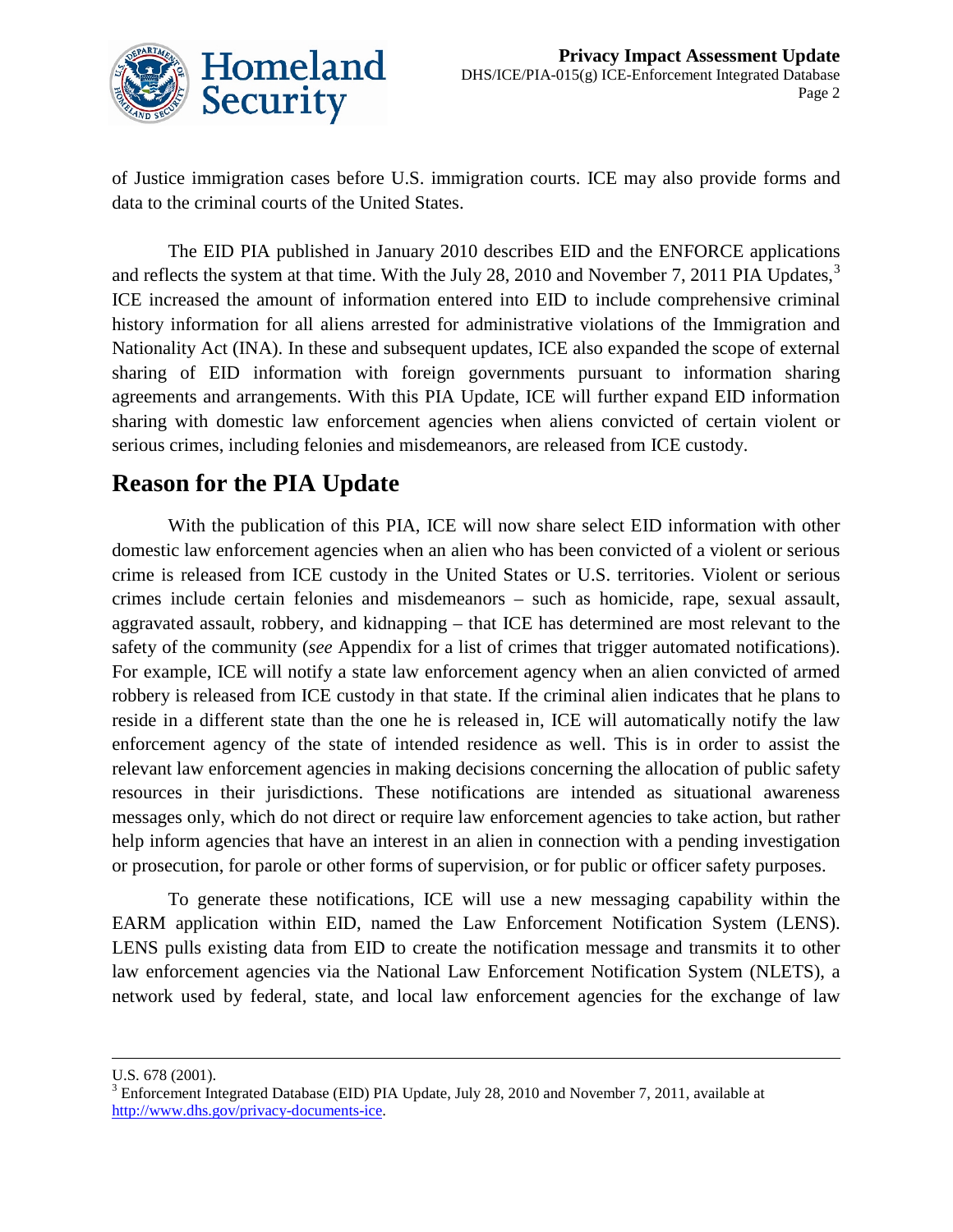of Justice immigration cases before U.S. immigration courts. ICE may also provide forms and data to the criminal courts of the United States.

The EID PIA published in January 2010 describes EID and the ENFORCE applications and reflects the system at that time. With the July 28, 2010 and November 7, 2011 PIA Updates,[3] ICE increased the amount of information entered into EID to include comprehensive criminal history information for all aliens arrested for administrative violations of the Immigration and Nationality Act (INA). In these and subsequent updates, ICE also expanded the scope of external sharing of EID information with foreign governments pursuant to information sharing agreements and arrangements. With this PIA Update, ICE will further expand EID information sharing with domestic law enforcement agencies when aliens convicted of certain violent or serious crimes, including felonies and misdemeanors, are released from ICE custody.

## Reason for the PIA Update

With the publication of this PIA, ICE will now share select EID information with other domestic law enforcement agencies when an alien who has been convicted of a violent or serious crime is released from ICE custody in the United States or U.S. territories. Violent or serious crimes include certain felonies and misdemeanors – such as homicide, rape, sexual assault, aggravated assault, robbery, and kidnapping – that ICE has determined are most relevant to the safety of the community (*see* Appendix for a list of crimes that trigger automated notifications). For example, ICE will notify a state law enforcement agency when an alien convicted of armed robbery is released from ICE custody in that state. If the criminal alien indicates that he plans to reside in a different state than the one he is released in, ICE will automatically notify the law enforcement agency of the state of intended residence as well. This is in order to assist the relevant law enforcement agencies in making decisions concerning the allocation of public safety resources in their jurisdictions. These notifications are intended as situational awareness messages only, which do not direct or require law enforcement agencies to take action, but rather help inform agencies that have an interest in an alien in connection with a pending investigation or prosecution, for parole or other forms of supervision, or for public or officer safety purposes.

To generate these notifications, ICE will use a new messaging capability within the EARM application within EID, named the Law Enforcement Notification System (LENS). LENS pulls existing data from EID to create the notification message and transmits it to other law enforcement agencies via the National Law Enforcement Notification System (NLETS), a network used by federal, state, and local law enforcement agencies for the exchange of law

---

U.S. 678 (2001).

[3] Enforcement Integrated Database (EID) PIA Update, July 28, 2010 and November 7, 2011, available at http://www.dhs.gov/privacy-documents-ice.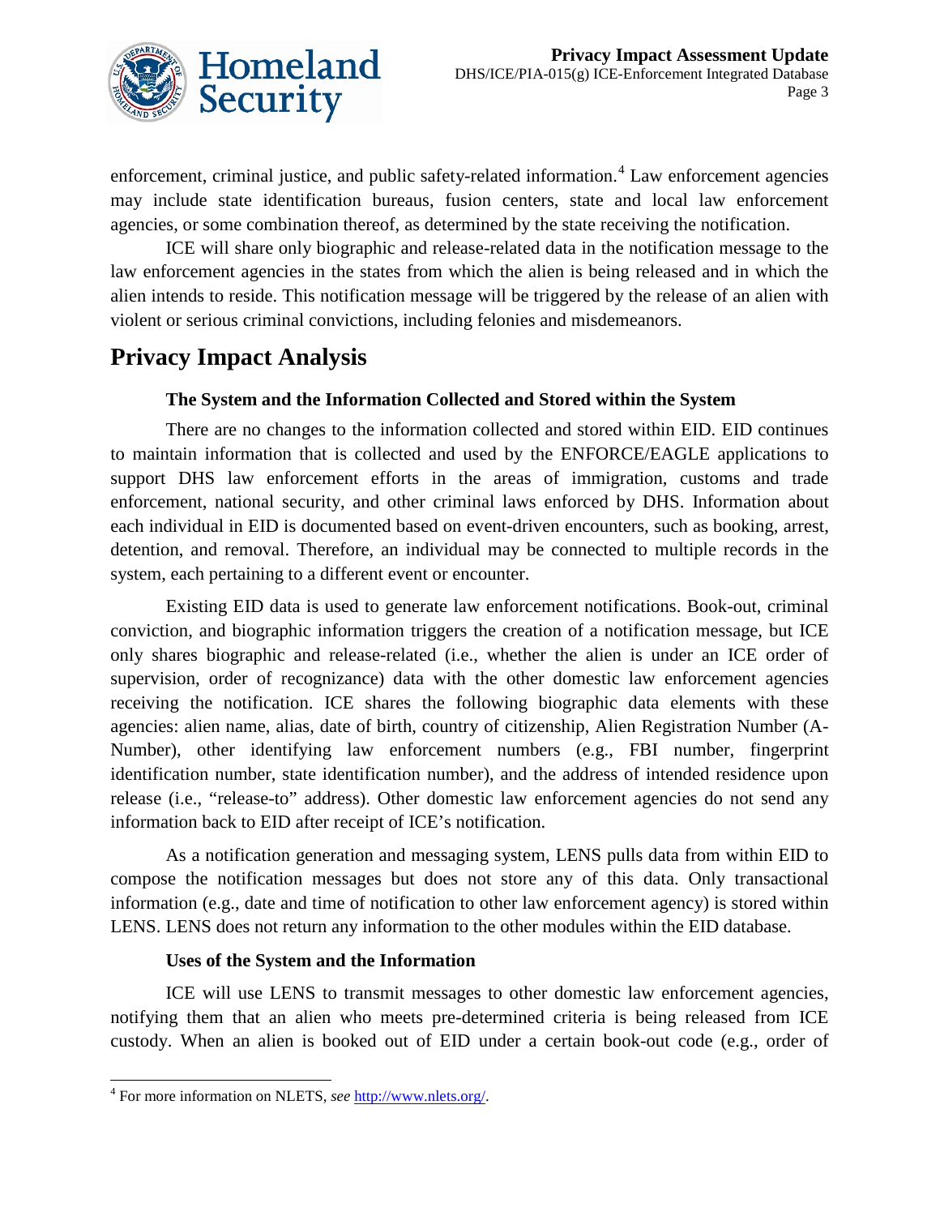enforcement, criminal justice, and public safety-related information.[4] Law enforcement agencies may include state identification bureaus, fusion centers, state and local law enforcement agencies, or some combination thereof, as determined by the state receiving the notification.

ICE will share only biographic and release-related data in the notification message to the law enforcement agencies in the states from which the alien is being released and in which the alien intends to reside. This notification message will be triggered by the release of an alien with violent or serious criminal convictions, including felonies and misdemeanors.

# Privacy Impact Analysis

### The System and the Information Collected and Stored within the System

There are no changes to the information collected and stored within EID. EID continues to maintain information that is collected and used by the ENFORCE/EAGLE applications to support DHS law enforcement efforts in the areas of immigration, customs and trade enforcement, national security, and other criminal laws enforced by DHS. Information about each individual in EID is documented based on event-driven encounters, such as booking, arrest, detention, and removal. Therefore, an individual may be connected to multiple records in the system, each pertaining to a different event or encounter.

Existing EID data is used to generate law enforcement notifications. Book-out, criminal conviction, and biographic information triggers the creation of a notification message, but ICE only shares biographic and release-related (i.e., whether the alien is under an ICE order of supervision, order of recognizance) data with the other domestic law enforcement agencies receiving the notification. ICE shares the following biographic data elements with these agencies: alien name, alias, date of birth, country of citizenship, Alien Registration Number (A-Number), other identifying law enforcement numbers (e.g., FBI number, fingerprint identification number, state identification number), and the address of intended residence upon release (i.e., "release-to" address). Other domestic law enforcement agencies do not send any information back to EID after receipt of ICE's notification.

As a notification generation and messaging system, LENS pulls data from within EID to compose the notification messages but does not store any of this data. Only transactional information (e.g., date and time of notification to other law enforcement agency) is stored within LENS. LENS does not return any information to the other modules within the EID database.

### Uses of the System and the Information

ICE will use LENS to transmit messages to other domestic law enforcement agencies, notifying them that an alien who meets pre-determined criteria is being released from ICE custody. When an alien is booked out of EID under a certain book-out code (e.g., order of

[4] For more information on NLETS, *see* http://www.nlets.org/.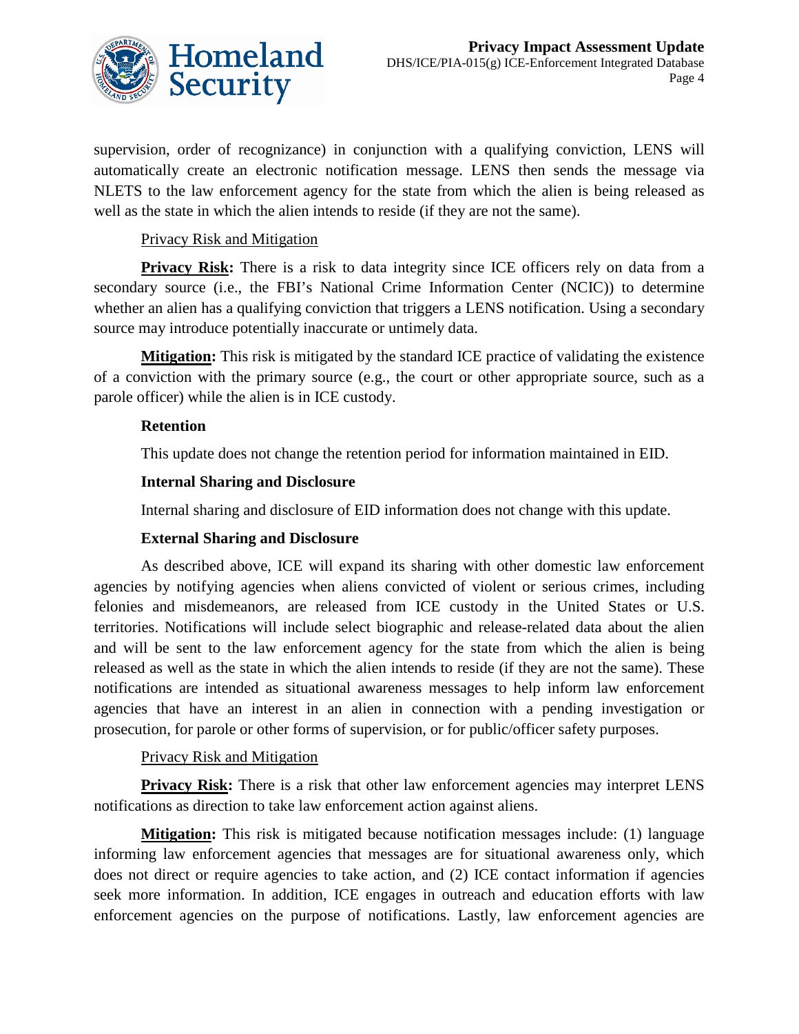supervision, order of recognizance) in conjunction with a qualifying conviction, LENS will automatically create an electronic notification message. LENS then sends the message via NLETS to the law enforcement agency for the state from which the alien is being released as well as the state in which the alien intends to reside (if they are not the same).

Privacy Risk and Mitigation

**Privacy Risk:** There is a risk to data integrity since ICE officers rely on data from a secondary source (i.e., the FBI's National Crime Information Center (NCIC)) to determine whether an alien has a qualifying conviction that triggers a LENS notification. Using a secondary source may introduce potentially inaccurate or untimely data.

**Mitigation:** This risk is mitigated by the standard ICE practice of validating the existence of a conviction with the primary source (e.g., the court or other appropriate source, such as a parole officer) while the alien is in ICE custody.

**Retention**

This update does not change the retention period for information maintained in EID.

**Internal Sharing and Disclosure**

Internal sharing and disclosure of EID information does not change with this update.

**External Sharing and Disclosure**

As described above, ICE will expand its sharing with other domestic law enforcement agencies by notifying agencies when aliens convicted of violent or serious crimes, including felonies and misdemeanors, are released from ICE custody in the United States or U.S. territories. Notifications will include select biographic and release-related data about the alien and will be sent to the law enforcement agency for the state from which the alien is being released as well as the state in which the alien intends to reside (if they are not the same). These notifications are intended as situational awareness messages to help inform law enforcement agencies that have an interest in an alien in connection with a pending investigation or prosecution, for parole or other forms of supervision, or for public/officer safety purposes.

Privacy Risk and Mitigation

**Privacy Risk:** There is a risk that other law enforcement agencies may interpret LENS notifications as direction to take law enforcement action against aliens.

**Mitigation:** This risk is mitigated because notification messages include: (1) language informing law enforcement agencies that messages are for situational awareness only, which does not direct or require agencies to take action, and (2) ICE contact information if agencies seek more information. In addition, ICE engages in outreach and education efforts with law enforcement agencies on the purpose of notifications. Lastly, law enforcement agencies are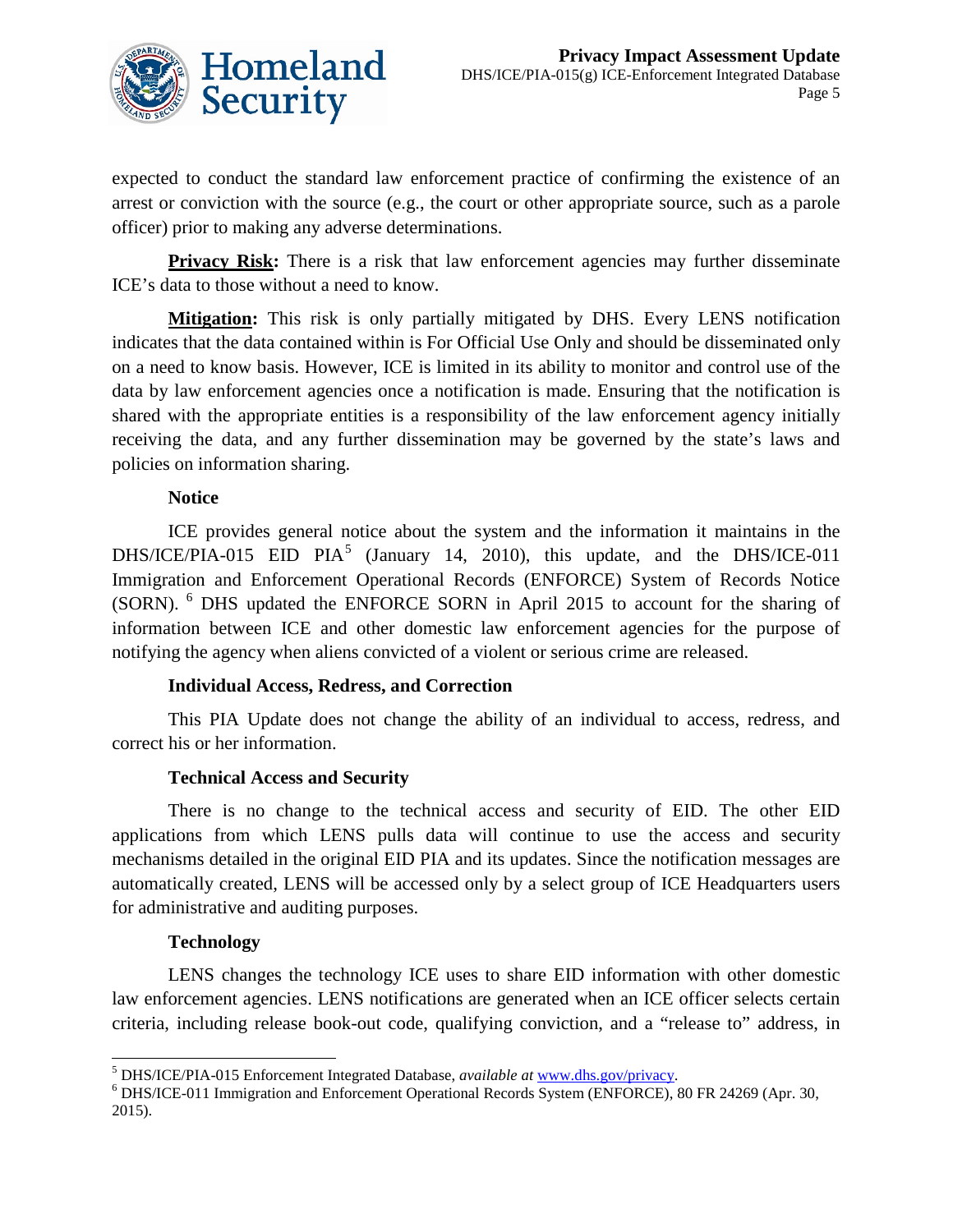expected to conduct the standard law enforcement practice of confirming the existence of an arrest or conviction with the source (e.g., the court or other appropriate source, such as a parole officer) prior to making any adverse determinations.

**Privacy Risk:** There is a risk that law enforcement agencies may further disseminate ICE's data to those without a need to know.

**Mitigation:** This risk is only partially mitigated by DHS. Every LENS notification indicates that the data contained within is For Official Use Only and should be disseminated only on a need to know basis. However, ICE is limited in its ability to monitor and control use of the data by law enforcement agencies once a notification is made. Ensuring that the notification is shared with the appropriate entities is a responsibility of the law enforcement agency initially receiving the data, and any further dissemination may be governed by the state's laws and policies on information sharing.

### Notice

ICE provides general notice about the system and the information it maintains in the DHS/ICE/PIA-015 EID PIA[5] (January 14, 2010), this update, and the DHS/ICE-011 Immigration and Enforcement Operational Records (ENFORCE) System of Records Notice (SORN).[6] DHS updated the ENFORCE SORN in April 2015 to account for the sharing of information between ICE and other domestic law enforcement agencies for the purpose of notifying the agency when aliens convicted of a violent or serious crime are released.

### Individual Access, Redress, and Correction

This PIA Update does not change the ability of an individual to access, redress, and correct his or her information.

### Technical Access and Security

There is no change to the technical access and security of EID. The other EID applications from which LENS pulls data will continue to use the access and security mechanisms detailed in the original EID PIA and its updates. Since the notification messages are automatically created, LENS will be accessed only by a select group of ICE Headquarters users for administrative and auditing purposes.

### Technology

LENS changes the technology ICE uses to share EID information with other domestic law enforcement agencies. LENS notifications are generated when an ICE officer selects certain criteria, including release book-out code, qualifying conviction, and a "release to" address, in

---

[5] DHS/ICE/PIA-015 Enforcement Integrated Database, *available at* www.dhs.gov/privacy.

[6] DHS/ICE-011 Immigration and Enforcement Operational Records System (ENFORCE), 80 FR 24269 (Apr. 30, 2015).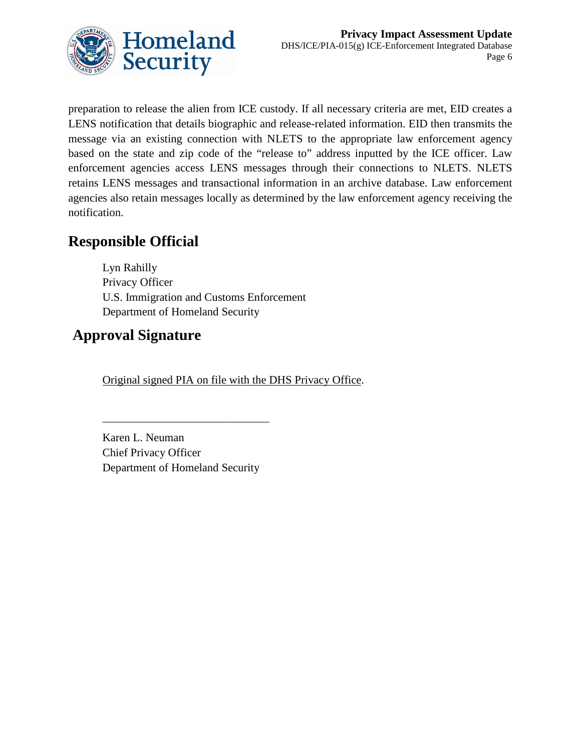preparation to release the alien from ICE custody. If all necessary criteria are met, EID creates a LENS notification that details biographic and release-related information. EID then transmits the message via an existing connection with NLETS to the appropriate law enforcement agency based on the state and zip code of the "release to" address inputted by the ICE officer. Law enforcement agencies access LENS messages through their connections to NLETS. NLETS retains LENS messages and transactional information in an archive database. Law enforcement agencies also retain messages locally as determined by the law enforcement agency receiving the notification.

## Responsible Official

Lyn Rahilly
Privacy Officer
U.S. Immigration and Customs Enforcement
Department of Homeland Security

## Approval Signature

Original signed PIA on file with the DHS Privacy Office.

________________________________

Karen L. Neuman
Chief Privacy Officer
Department of Homeland Security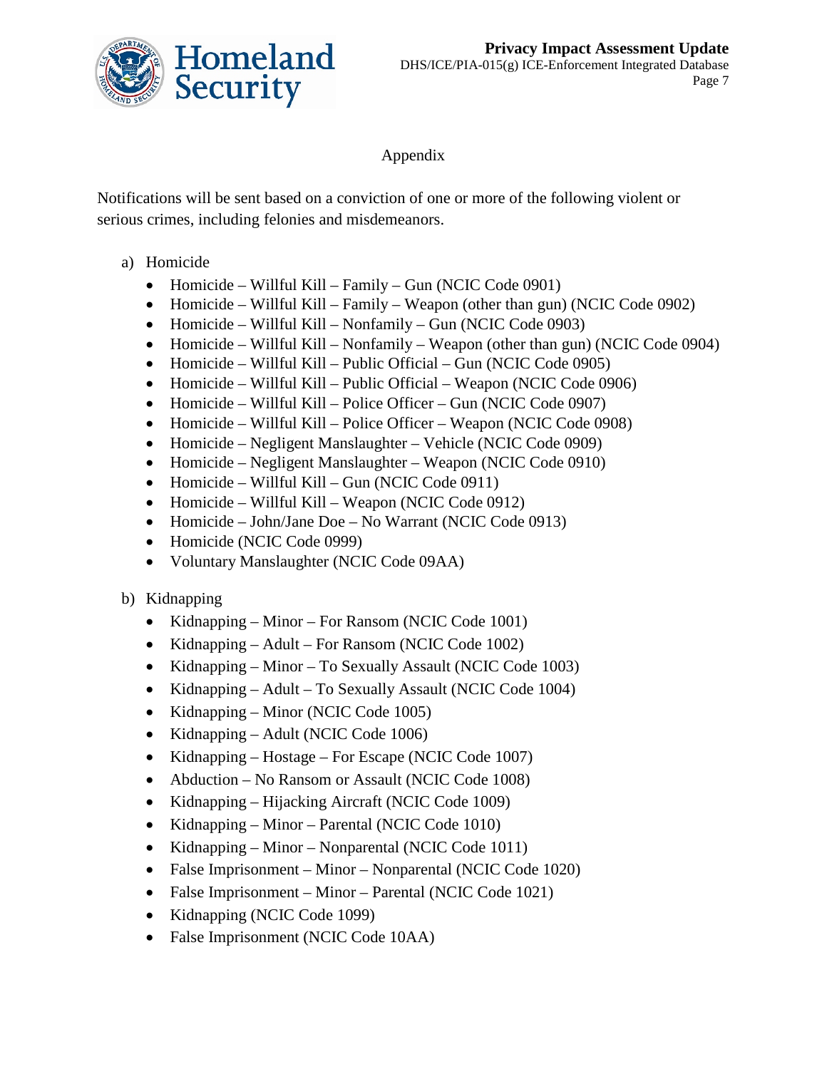## Appendix

Notifications will be sent based on a conviction of one or more of the following violent or serious crimes, including felonies and misdemeanors.

a) Homicide

- Homicide – Willful Kill – Family – Gun (NCIC Code 0901)
- Homicide – Willful Kill – Family – Weapon (other than gun) (NCIC Code 0902)
- Homicide – Willful Kill – Nonfamily – Gun (NCIC Code 0903)
- Homicide – Willful Kill – Nonfamily – Weapon (other than gun) (NCIC Code 0904)
- Homicide – Willful Kill – Public Official – Gun (NCIC Code 0905)
- Homicide – Willful Kill – Public Official – Weapon (NCIC Code 0906)
- Homicide – Willful Kill – Police Officer – Gun (NCIC Code 0907)
- Homicide – Willful Kill – Police Officer – Weapon (NCIC Code 0908)
- Homicide – Negligent Manslaughter – Vehicle (NCIC Code 0909)
- Homicide – Negligent Manslaughter – Weapon (NCIC Code 0910)
- Homicide – Willful Kill – Gun (NCIC Code 0911)
- Homicide – Willful Kill – Weapon (NCIC Code 0912)
- Homicide – John/Jane Doe – No Warrant (NCIC Code 0913)
- Homicide (NCIC Code 0999)
- Voluntary Manslaughter (NCIC Code 09AA)

b) Kidnapping

- Kidnapping – Minor – For Ransom (NCIC Code 1001)
- Kidnapping – Adult – For Ransom (NCIC Code 1002)
- Kidnapping – Minor – To Sexually Assault (NCIC Code 1003)
- Kidnapping – Adult – To Sexually Assault (NCIC Code 1004)
- Kidnapping – Minor (NCIC Code 1005)
- Kidnapping – Adult (NCIC Code 1006)
- Kidnapping – Hostage – For Escape (NCIC Code 1007)
- Abduction – No Ransom or Assault (NCIC Code 1008)
- Kidnapping – Hijacking Aircraft (NCIC Code 1009)
- Kidnapping – Minor – Parental (NCIC Code 1010)
- Kidnapping – Minor – Nonparental (NCIC Code 1011)
- False Imprisonment – Minor – Nonparental (NCIC Code 1020)
- False Imprisonment – Minor – Parental (NCIC Code 1021)
- Kidnapping (NCIC Code 1099)
- False Imprisonment (NCIC Code 10AA)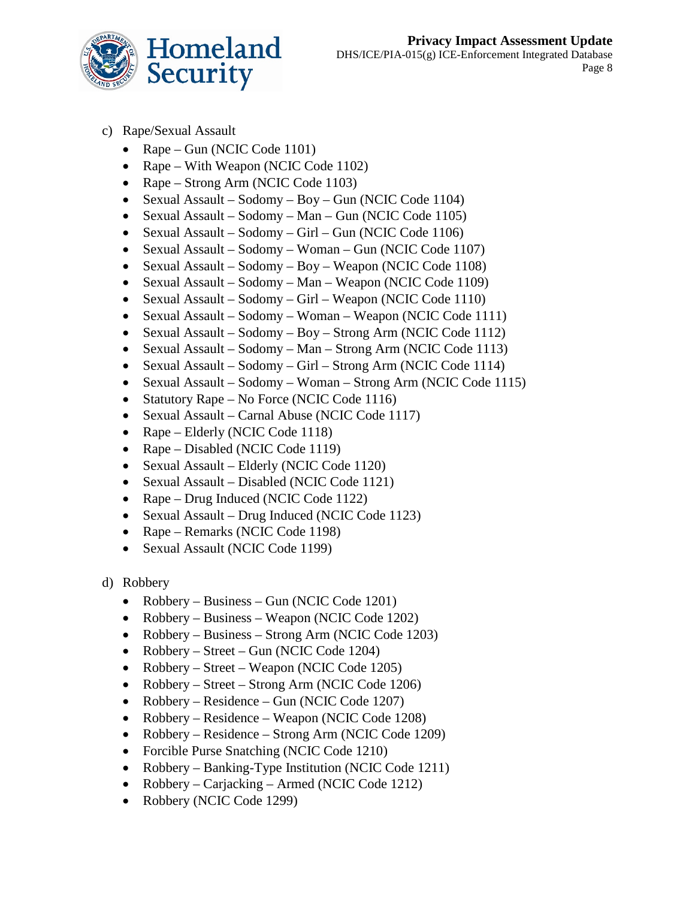c) Rape/Sexual Assault

- Rape – Gun (NCIC Code 1101)
- Rape – With Weapon (NCIC Code 1102)
- Rape – Strong Arm (NCIC Code 1103)
- Sexual Assault – Sodomy – Boy – Gun (NCIC Code 1104)
- Sexual Assault – Sodomy – Man – Gun (NCIC Code 1105)
- Sexual Assault – Sodomy – Girl – Gun (NCIC Code 1106)
- Sexual Assault – Sodomy – Woman – Gun (NCIC Code 1107)
- Sexual Assault – Sodomy – Boy – Weapon (NCIC Code 1108)
- Sexual Assault – Sodomy – Man – Weapon (NCIC Code 1109)
- Sexual Assault – Sodomy – Girl – Weapon (NCIC Code 1110)
- Sexual Assault – Sodomy – Woman – Weapon (NCIC Code 1111)
- Sexual Assault – Sodomy – Boy – Strong Arm (NCIC Code 1112)
- Sexual Assault – Sodomy – Man – Strong Arm (NCIC Code 1113)
- Sexual Assault – Sodomy – Girl – Strong Arm (NCIC Code 1114)
- Sexual Assault – Sodomy – Woman – Strong Arm (NCIC Code 1115)
- Statutory Rape – No Force (NCIC Code 1116)
- Sexual Assault – Carnal Abuse (NCIC Code 1117)
- Rape – Elderly (NCIC Code 1118)
- Rape – Disabled (NCIC Code 1119)
- Sexual Assault – Elderly (NCIC Code 1120)
- Sexual Assault – Disabled (NCIC Code 1121)
- Rape – Drug Induced (NCIC Code 1122)
- Sexual Assault – Drug Induced (NCIC Code 1123)
- Rape – Remarks (NCIC Code 1198)
- Sexual Assault (NCIC Code 1199)

d) Robbery

- Robbery – Business – Gun (NCIC Code 1201)
- Robbery – Business – Weapon (NCIC Code 1202)
- Robbery – Business – Strong Arm (NCIC Code 1203)
- Robbery – Street – Gun (NCIC Code 1204)
- Robbery – Street – Weapon (NCIC Code 1205)
- Robbery – Street – Strong Arm (NCIC Code 1206)
- Robbery – Residence – Gun (NCIC Code 1207)
- Robbery – Residence – Weapon (NCIC Code 1208)
- Robbery – Residence – Strong Arm (NCIC Code 1209)
- Forcible Purse Snatching (NCIC Code 1210)
- Robbery – Banking-Type Institution (NCIC Code 1211)
- Robbery – Carjacking – Armed (NCIC Code 1212)
- Robbery (NCIC Code 1299)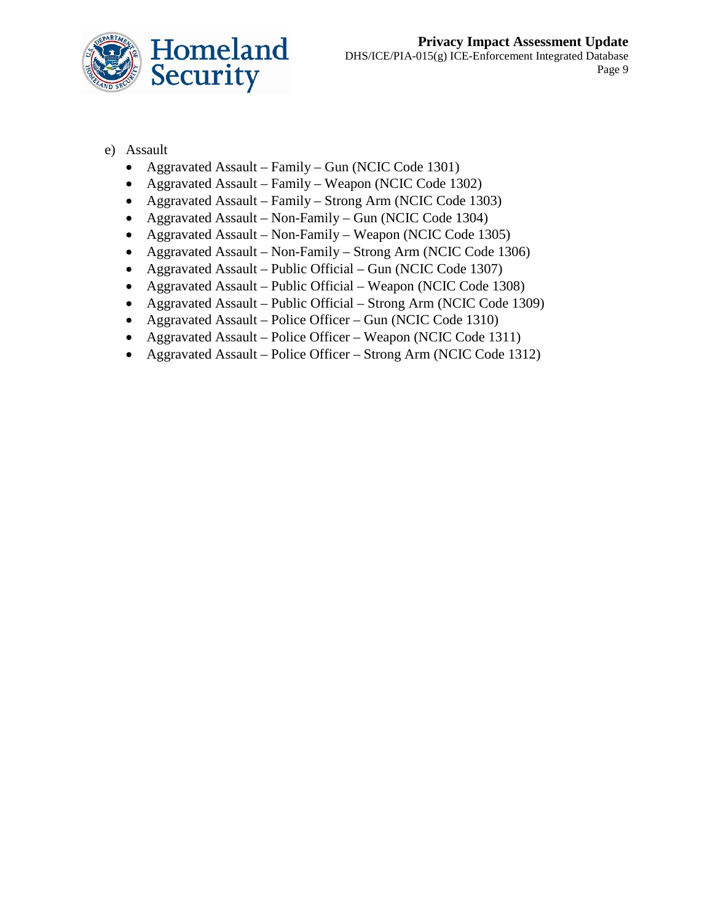e) Assault
   - Aggravated Assault – Family – Gun (NCIC Code 1301)
   - Aggravated Assault – Family – Weapon (NCIC Code 1302)
   - Aggravated Assault – Family – Strong Arm (NCIC Code 1303)
   - Aggravated Assault – Non-Family – Gun (NCIC Code 1304)
   - Aggravated Assault – Non-Family – Weapon (NCIC Code 1305)
   - Aggravated Assault – Non-Family – Strong Arm (NCIC Code 1306)
   - Aggravated Assault – Public Official – Gun (NCIC Code 1307)
   - Aggravated Assault – Public Official – Weapon (NCIC Code 1308)
   - Aggravated Assault – Public Official – Strong Arm (NCIC Code 1309)
   - Aggravated Assault – Police Officer – Gun (NCIC Code 1310)
   - Aggravated Assault – Police Officer – Weapon (NCIC Code 1311)
   - Aggravated Assault – Police Officer – Strong Arm (NCIC Code 1312)